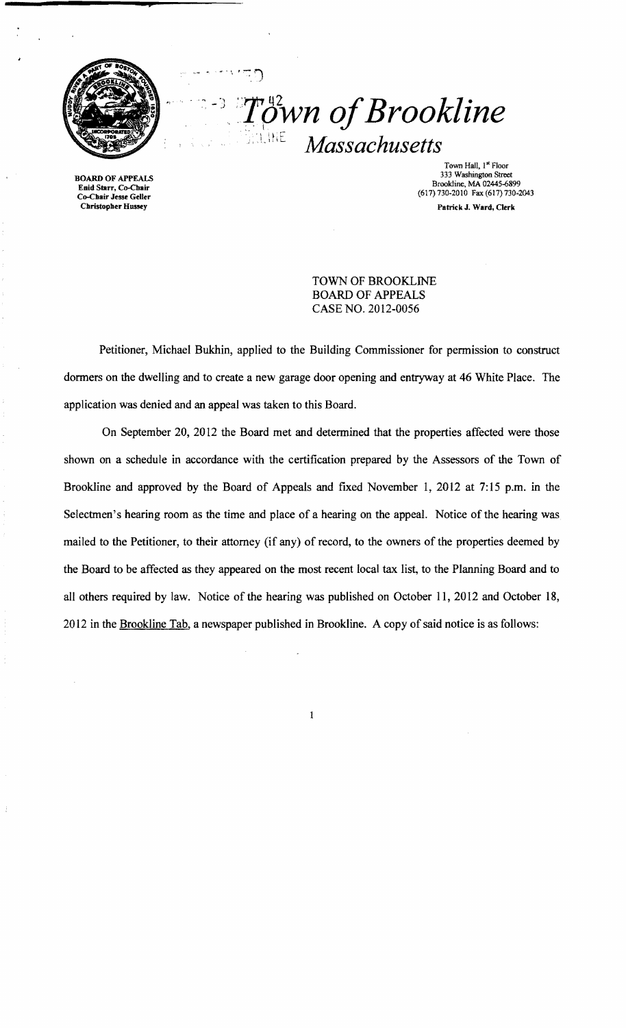# Town of Brookline

## Massachusetts

BOARD OF APPEALS
Enid Starr, Co-Chair
Co-Chair Jesse Geller
Christopher Hussey

Town Hall, 1st Floor
333 Washington Street
Brookline, MA 02445-6899
(617) 730-2010 Fax (617) 730-2043

Patrick J. Ward, Clerk

TOWN OF BROOKLINE
BOARD OF APPEALS
CASE NO. 2012-0056

Petitioner, Michael Bukhin, applied to the Building Commissioner for permission to construct dormers on the dwelling and to create a new garage door opening and entryway at 46 White Place. The application was denied and an appeal was taken to this Board.

On September 20, 2012 the Board met and determined that the properties affected were those shown on a schedule in accordance with the certification prepared by the Assessors of the Town of Brookline and approved by the Board of Appeals and fixed November 1, 2012 at 7:15 p.m. in the Selectmen's hearing room as the time and place of a hearing on the appeal. Notice of the hearing was mailed to the Petitioner, to their attorney (if any) of record, to the owners of the properties deemed by the Board to be affected as they appeared on the most recent local tax list, to the Planning Board and to all others required by law. Notice of the hearing was published on October 11, 2012 and October 18, 2012 in the Brookline Tab, a newspaper published in Brookline. A copy of said notice is as follows: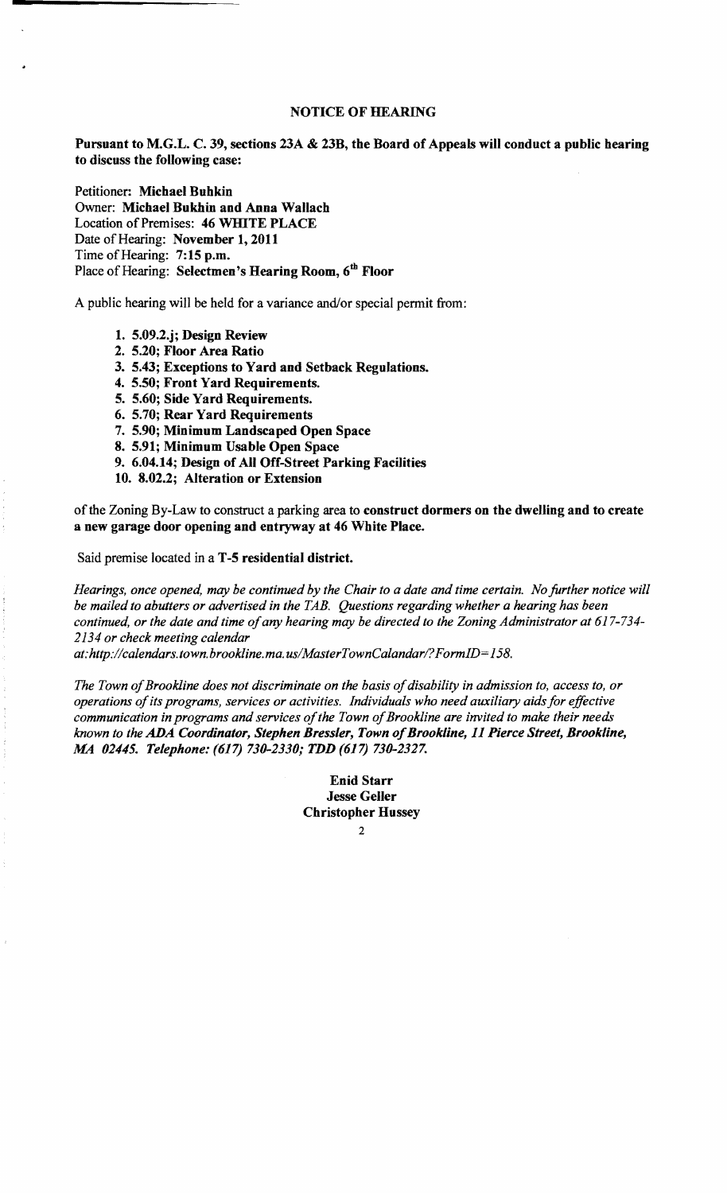**NOTICE OF HEARING**

**Pursuant to M.G.L. C. 39, sections 23A & 23B, the Board of Appeals will conduct a public hearing to discuss the following case:**

Petitioner: **Michael Buhkin**
Owner: **Michael Bukhin and Anna Wallach**
Location of Premises: **46 WHITE PLACE**
Date of Hearing: **November 1, 2011**
Time of Hearing: **7:15 p.m.**
Place of Hearing: **Selectmen's Hearing Room, 6th Floor**

A public hearing will be held for a variance and/or special permit from:

1. **5.09.2.j; Design Review**
2. **5.20; Floor Area Ratio**
3. **5.43; Exceptions to Yard and Setback Regulations.**
4. **5.50; Front Yard Requirements.**
5. **5.60; Side Yard Requirements.**
6. **5.70; Rear Yard Requirements**
7. **5.90; Minimum Landscaped Open Space**
8. **5.91; Minimum Usable Open Space**
9. **6.04.14; Design of All Off-Street Parking Facilities**
10. **8.02.2; Alteration or Extension**

of the Zoning By-Law to construct a parking area to **construct dormers on the dwelling and to create a new garage door opening and entryway at 46 White Place.**

Said premise located in a **T-5 residential district.**

*Hearings, once opened, may be continued by the Chair to a date and time certain. No further notice will be mailed to abutters or advertised in the TAB. Questions regarding whether a hearing has been continued, or the date and time of any hearing may be directed to the Zoning Administrator at 617-734-2134 or check meeting calendar at:http://calendars.town.brookline.ma.us/MasterTownCalandar/?FormID=158.*

*The Town of Brookline does not discriminate on the basis of disability in admission to, access to, or operations of its programs, services or activities. Individuals who need auxiliary aids for effective communication in programs and services of the Town of Brookline are invited to make their needs known to the* ***ADA Coordinator, Stephen Bressler, Town of Brookline, 11 Pierce Street, Brookline, MA 02445. Telephone: (617) 730-2330; TDD (617) 730-2327.***

**Enid Starr**
**Jesse Geller**
**Christopher Hussey**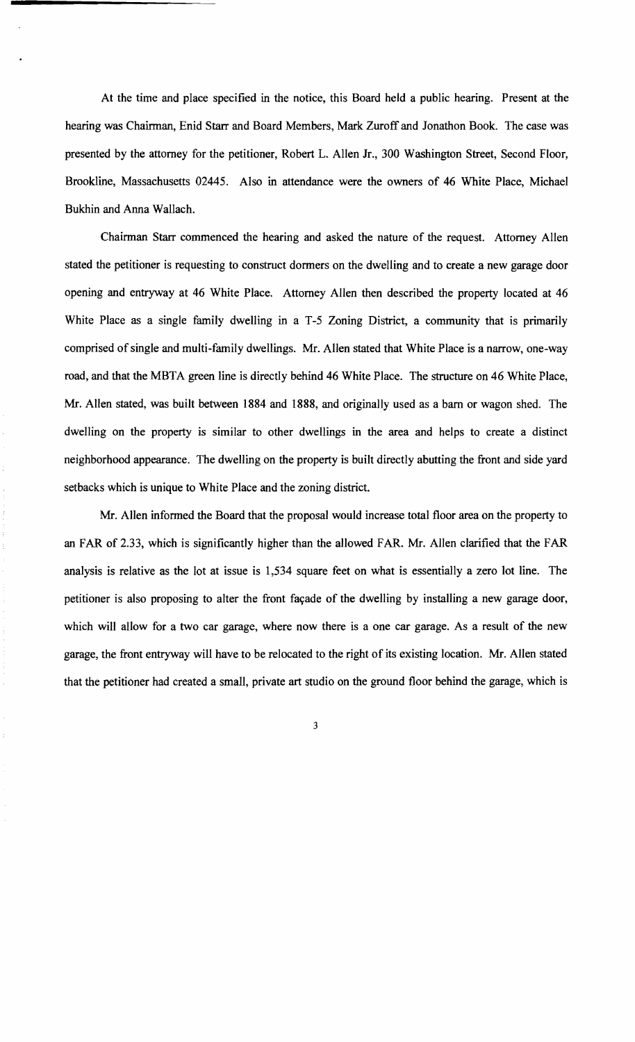At the time and place specified in the notice, this Board held a public hearing. Present at the hearing was Chairman, Enid Starr and Board Members, Mark Zuroff and Jonathon Book. The case was presented by the attorney for the petitioner, Robert L. Allen Jr., 300 Washington Street, Second Floor, Brookline, Massachusetts 02445. Also in attendance were the owners of 46 White Place, Michael Bukhin and Anna Wallach.

Chairman Starr commenced the hearing and asked the nature of the request. Attorney Allen stated the petitioner is requesting to construct dormers on the dwelling and to create a new garage door opening and entryway at 46 White Place. Attorney Allen then described the property located at 46 White Place as a single family dwelling in a T-5 Zoning District, a community that is primarily comprised of single and multi-family dwellings. Mr. Allen stated that White Place is a narrow, one-way road, and that the MBTA green line is directly behind 46 White Place. The structure on 46 White Place, Mr. Allen stated, was built between 1884 and 1888, and originally used as a barn or wagon shed. The dwelling on the property is similar to other dwellings in the area and helps to create a distinct neighborhood appearance. The dwelling on the property is built directly abutting the front and side yard setbacks which is unique to White Place and the zoning district.

Mr. Allen informed the Board that the proposal would increase total floor area on the property to an FAR of 2.33, which is significantly higher than the allowed FAR. Mr. Allen clarified that the FAR analysis is relative as the lot at issue is 1,534 square feet on what is essentially a zero lot line. The petitioner is also proposing to alter the front façade of the dwelling by installing a new garage door, which will allow for a two car garage, where now there is a one car garage. As a result of the new garage, the front entryway will have to be relocated to the right of its existing location. Mr. Allen stated that the petitioner had created a small, private art studio on the ground floor behind the garage, which is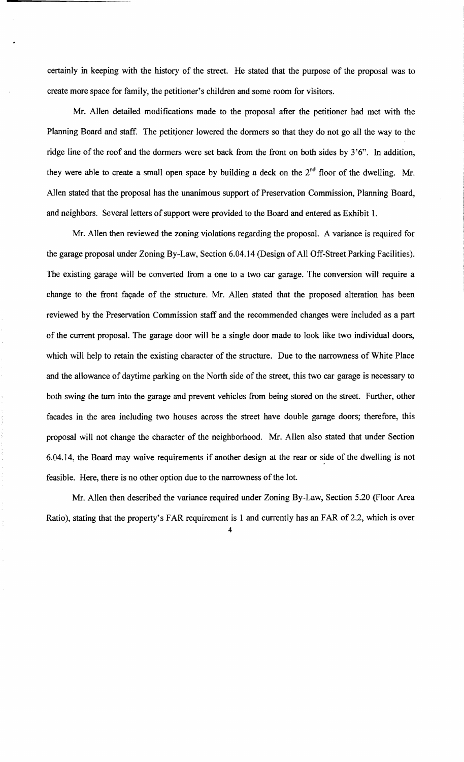certainly in keeping with the history of the street. He stated that the purpose of the proposal was to create more space for family, the petitioner's children and some room for visitors.

Mr. Allen detailed modifications made to the proposal after the petitioner had met with the Planning Board and staff. The petitioner lowered the dormers so that they do not go all the way to the ridge line of the roof and the dormers were set back from the front on both sides by 3'6". In addition, they were able to create a small open space by building a deck on the 2nd floor of the dwelling. Mr. Allen stated that the proposal has the unanimous support of Preservation Commission, Planning Board, and neighbors. Several letters of support were provided to the Board and entered as Exhibit 1.

Mr. Allen then reviewed the zoning violations regarding the proposal. A variance is required for the garage proposal under Zoning By-Law, Section 6.04.14 (Design of All Off-Street Parking Facilities). The existing garage will be converted from a one to a two car garage. The conversion will require a change to the front façade of the structure. Mr. Allen stated that the proposed alteration has been reviewed by the Preservation Commission staff and the recommended changes were included as a part of the current proposal. The garage door will be a single door made to look like two individual doors, which will help to retain the existing character of the structure. Due to the narrowness of White Place and the allowance of daytime parking on the North side of the street, this two car garage is necessary to both swing the turn into the garage and prevent vehicles from being stored on the street. Further, other facades in the area including two houses across the street have double garage doors; therefore, this proposal will not change the character of the neighborhood. Mr. Allen also stated that under Section 6.04.14, the Board may waive requirements if another design at the rear or side of the dwelling is not feasible. Here, there is no other option due to the narrowness of the lot.

Mr. Allen then described the variance required under Zoning By-Law, Section 5.20 (Floor Area Ratio), stating that the property's FAR requirement is 1 and currently has an FAR of 2.2, which is over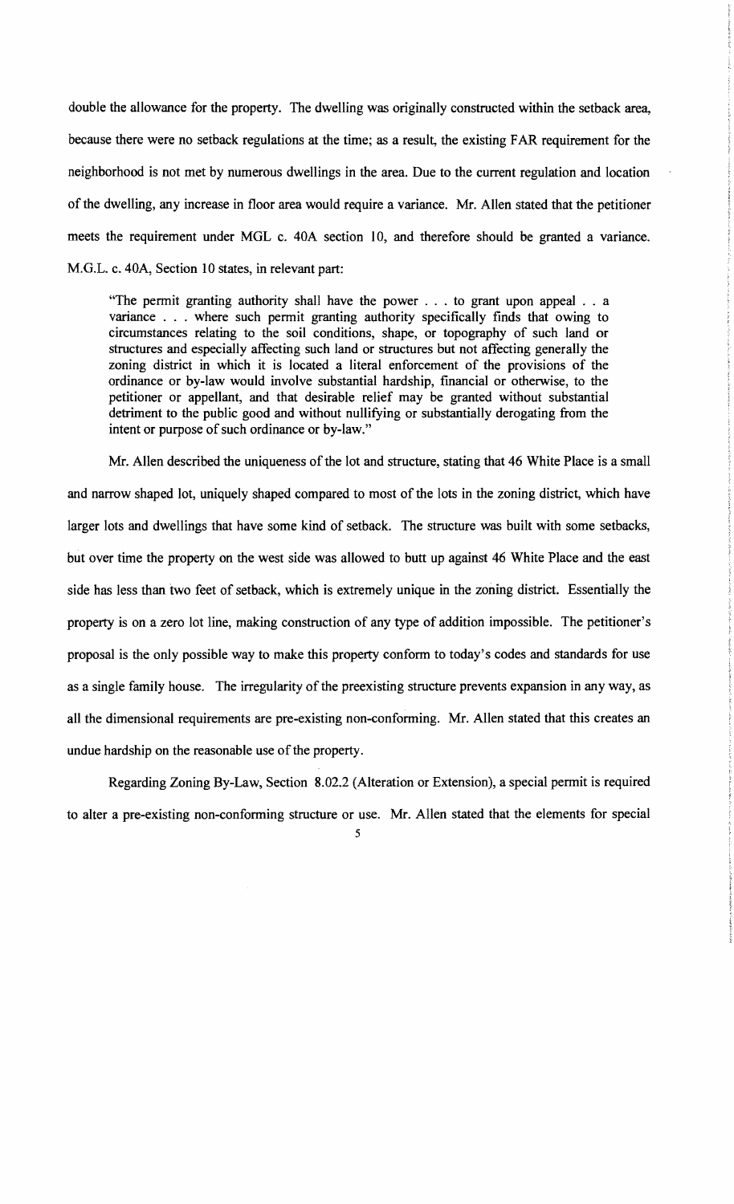double the allowance for the property. The dwelling was originally constructed within the setback area, because there were no setback regulations at the time; as a result, the existing FAR requirement for the neighborhood is not met by numerous dwellings in the area. Due to the current regulation and location of the dwelling, any increase in floor area would require a variance. Mr. Allen stated that the petitioner meets the requirement under MGL c. 40A section 10, and therefore should be granted a variance. M.G.L. c. 40A, Section 10 states, in relevant part:

> "The permit granting authority shall have the power . . . to grant upon appeal . . a variance . . . where such permit granting authority specifically finds that owing to circumstances relating to the soil conditions, shape, or topography of such land or structures and especially affecting such land or structures but not affecting generally the zoning district in which it is located a literal enforcement of the provisions of the ordinance or by-law would involve substantial hardship, financial or otherwise, to the petitioner or appellant, and that desirable relief may be granted without substantial detriment to the public good and without nullifying or substantially derogating from the intent or purpose of such ordinance or by-law."

Mr. Allen described the uniqueness of the lot and structure, stating that 46 White Place is a small and narrow shaped lot, uniquely shaped compared to most of the lots in the zoning district, which have larger lots and dwellings that have some kind of setback. The structure was built with some setbacks, but over time the property on the west side was allowed to butt up against 46 White Place and the east side has less than two feet of setback, which is extremely unique in the zoning district. Essentially the property is on a zero lot line, making construction of any type of addition impossible. The petitioner's proposal is the only possible way to make this property conform to today's codes and standards for use as a single family house. The irregularity of the preexisting structure prevents expansion in any way, as all the dimensional requirements are pre-existing non-conforming. Mr. Allen stated that this creates an undue hardship on the reasonable use of the property.

Regarding Zoning By-Law, Section 8.02.2 (Alteration or Extension), a special permit is required to alter a pre-existing non-conforming structure or use. Mr. Allen stated that the elements for special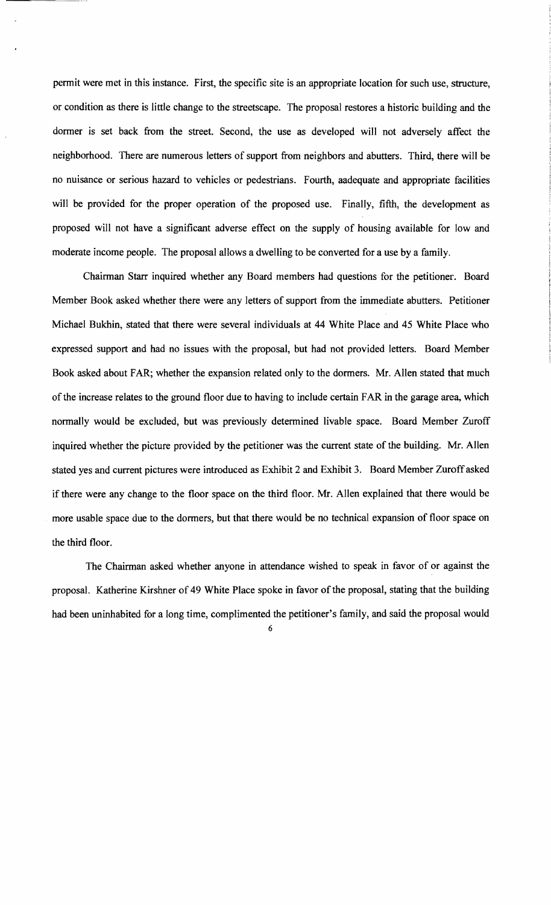permit were met in this instance. First, the specific site is an appropriate location for such use, structure, or condition as there is little change to the streetscape. The proposal restores a historic building and the dormer is set back from the street. Second, the use as developed will not adversely affect the neighborhood. There are numerous letters of support from neighbors and abutters. Third, there will be no nuisance or serious hazard to vehicles or pedestrians. Fourth, aadequate and appropriate facilities will be provided for the proper operation of the proposed use. Finally, fifth, the development as proposed will not have a significant adverse effect on the supply of housing available for low and moderate income people. The proposal allows a dwelling to be converted for a use by a family.

Chairman Starr inquired whether any Board members had questions for the petitioner. Board Member Book asked whether there were any letters of support from the immediate abutters. Petitioner Michael Bukhin, stated that there were several individuals at 44 White Place and 45 White Place who expressed support and had no issues with the proposal, but had not provided letters. Board Member Book asked about FAR; whether the expansion related only to the dormers. Mr. Allen stated that much of the increase relates to the ground floor due to having to include certain FAR in the garage area, which normally would be excluded, but was previously determined livable space. Board Member Zuroff inquired whether the picture provided by the petitioner was the current state of the building. Mr. Allen stated yes and current pictures were introduced as Exhibit 2 and Exhibit 3. Board Member Zuroff asked if there were any change to the floor space on the third floor. Mr. Allen explained that there would be more usable space due to the dormers, but that there would be no technical expansion of floor space on the third floor.

The Chairman asked whether anyone in attendance wished to speak in favor of or against the proposal. Katherine Kirshner of 49 White Place spoke in favor of the proposal, stating that the building had been uninhabited for a long time, complimented the petitioner's family, and said the proposal would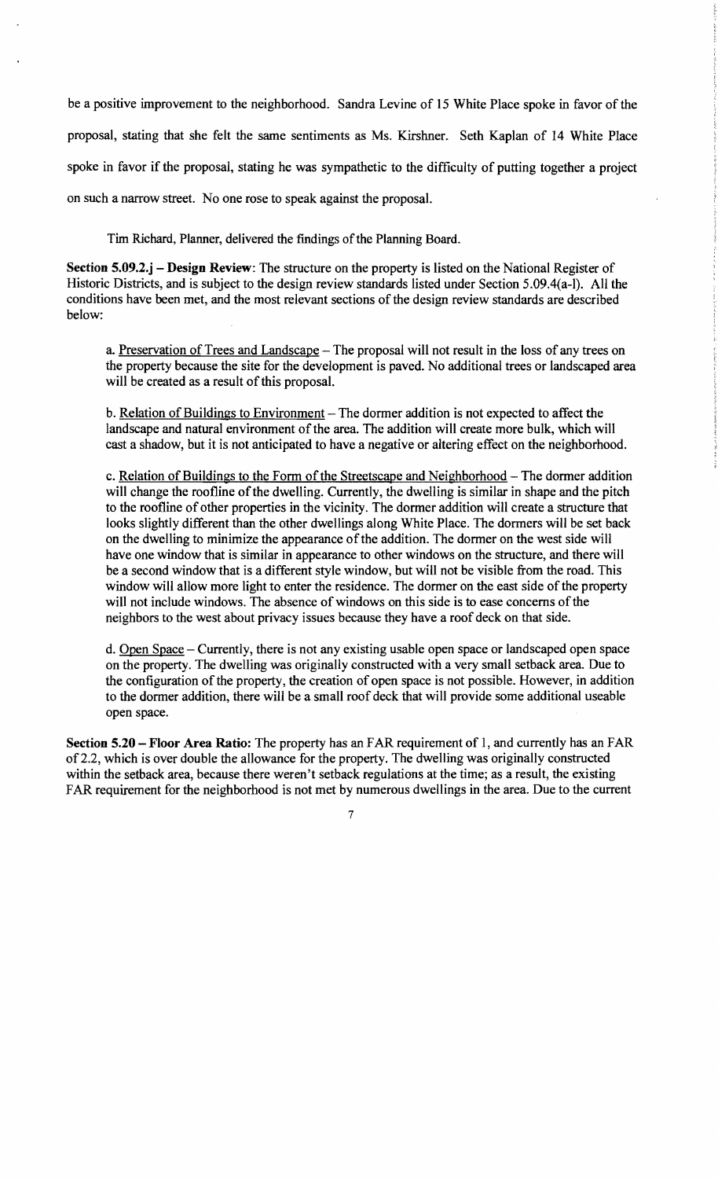be a positive improvement to the neighborhood. Sandra Levine of 15 White Place spoke in favor of the proposal, stating that she felt the same sentiments as Ms. Kirshner. Seth Kaplan of 14 White Place spoke in favor if the proposal, stating he was sympathetic to the difficulty of putting together a project on such a narrow street. No one rose to speak against the proposal.

Tim Richard, Planner, delivered the findings of the Planning Board.

**Section 5.09.2.j – Design Review**: The structure on the property is listed on the National Register of Historic Districts, and is subject to the design review standards listed under Section 5.09.4(a-l). All the conditions have been met, and the most relevant sections of the design review standards are described below:

a. Preservation of Trees and Landscape – The proposal will not result in the loss of any trees on the property because the site for the development is paved. No additional trees or landscaped area will be created as a result of this proposal.

b. Relation of Buildings to Environment – The dormer addition is not expected to affect the landscape and natural environment of the area. The addition will create more bulk, which will cast a shadow, but it is not anticipated to have a negative or altering effect on the neighborhood.

c. Relation of Buildings to the Form of the Streetscape and Neighborhood – The dormer addition will change the roofline of the dwelling. Currently, the dwelling is similar in shape and the pitch to the roofline of other properties in the vicinity. The dormer addition will create a structure that looks slightly different than the other dwellings along White Place. The dormers will be set back on the dwelling to minimize the appearance of the addition. The dormer on the west side will have one window that is similar in appearance to other windows on the structure, and there will be a second window that is a different style window, but will not be visible from the road. This window will allow more light to enter the residence. The dormer on the east side of the property will not include windows. The absence of windows on this side is to ease concerns of the neighbors to the west about privacy issues because they have a roof deck on that side.

d. Open Space – Currently, there is not any existing usable open space or landscaped open space on the property. The dwelling was originally constructed with a very small setback area. Due to the configuration of the property, the creation of open space is not possible. However, in addition to the dormer addition, there will be a small roof deck that will provide some additional useable open space.

**Section 5.20 – Floor Area Ratio:** The property has an FAR requirement of 1, and currently has an FAR of 2.2, which is over double the allowance for the property. The dwelling was originally constructed within the setback area, because there weren't setback regulations at the time; as a result, the existing FAR requirement for the neighborhood is not met by numerous dwellings in the area. Due to the current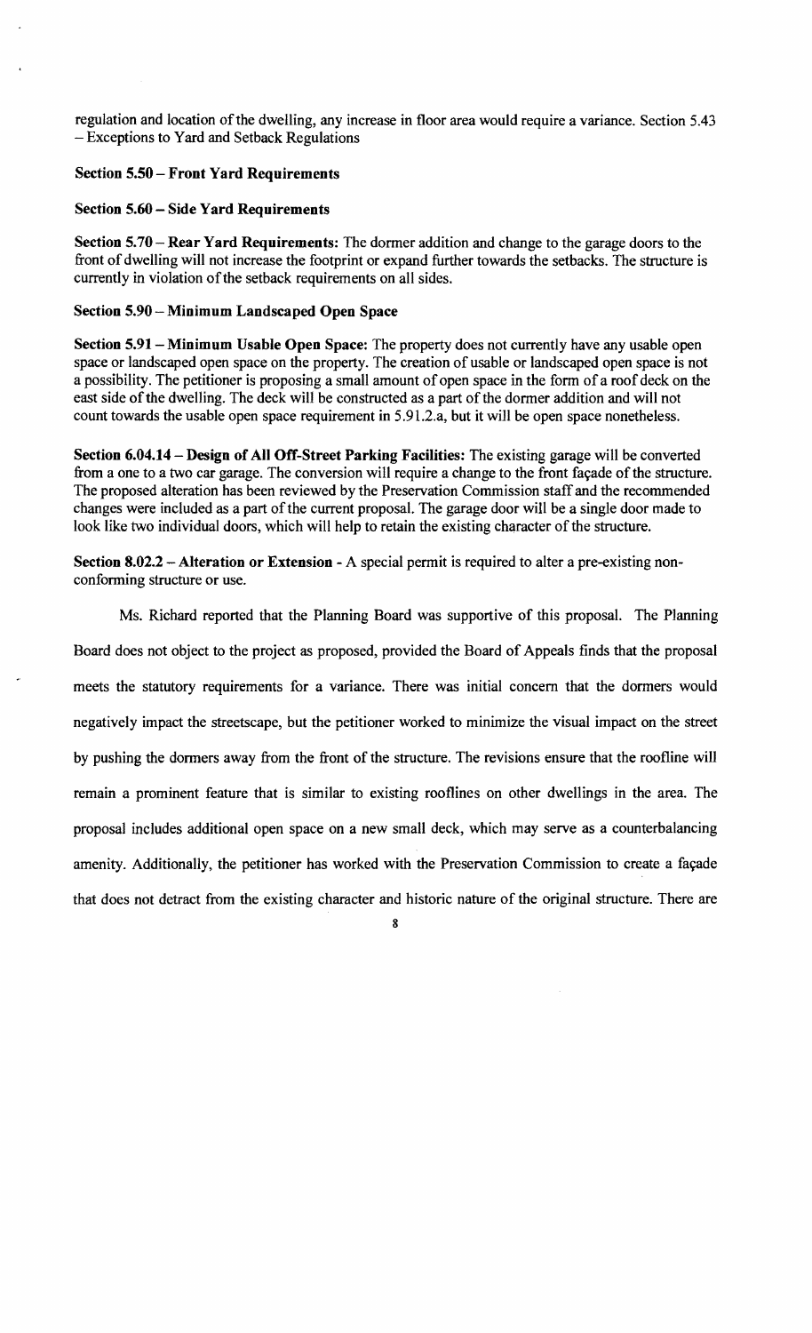regulation and location of the dwelling, any increase in floor area would require a variance. Section 5.43 – Exceptions to Yard and Setback Regulations

**Section 5.50 – Front Yard Requirements**

**Section 5.60 – Side Yard Requirements**

**Section 5.70 – Rear Yard Requirements:** The dormer addition and change to the garage doors to the front of dwelling will not increase the footprint or expand further towards the setbacks. The structure is currently in violation of the setback requirements on all sides.

**Section 5.90 – Minimum Landscaped Open Space**

**Section 5.91 – Minimum Usable Open Space:** The property does not currently have any usable open space or landscaped open space on the property. The creation of usable or landscaped open space is not a possibility. The petitioner is proposing a small amount of open space in the form of a roof deck on the east side of the dwelling. The deck will be constructed as a part of the dormer addition and will not count towards the usable open space requirement in 5.91.2.a, but it will be open space nonetheless.

**Section 6.04.14 – Design of All Off-Street Parking Facilities:** The existing garage will be converted from a one to a two car garage. The conversion will require a change to the front façade of the structure. The proposed alteration has been reviewed by the Preservation Commission staff and the recommended changes were included as a part of the current proposal. The garage door will be a single door made to look like two individual doors, which will help to retain the existing character of the structure.

**Section 8.02.2 – Alteration or Extension -** A special permit is required to alter a pre-existing non-conforming structure or use.

Ms. Richard reported that the Planning Board was supportive of this proposal. The Planning Board does not object to the project as proposed, provided the Board of Appeals finds that the proposal meets the statutory requirements for a variance. There was initial concern that the dormers would negatively impact the streetscape, but the petitioner worked to minimize the visual impact on the street by pushing the dormers away from the front of the structure. The revisions ensure that the roofline will remain a prominent feature that is similar to existing rooflines on other dwellings in the area. The proposal includes additional open space on a new small deck, which may serve as a counterbalancing amenity. Additionally, the petitioner has worked with the Preservation Commission to create a façade that does not detract from the existing character and historic nature of the original structure. There are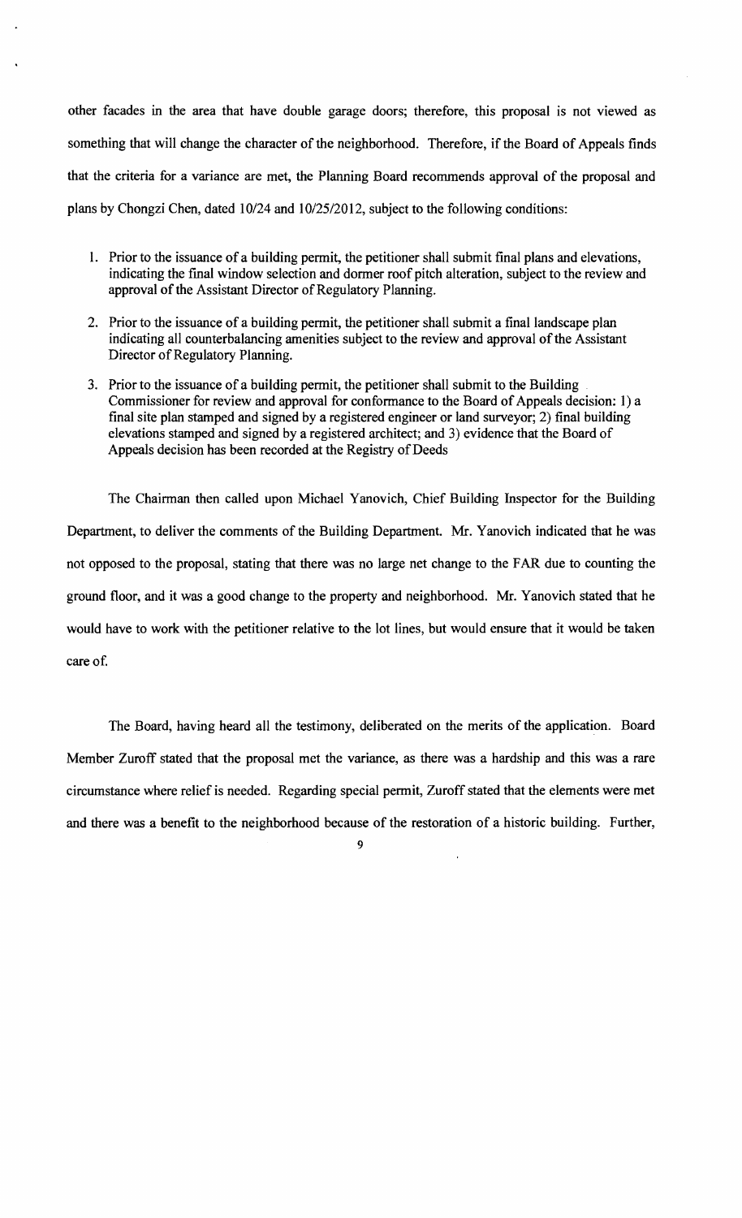other facades in the area that have double garage doors; therefore, this proposal is not viewed as something that will change the character of the neighborhood. Therefore, if the Board of Appeals finds that the criteria for a variance are met, the Planning Board recommends approval of the proposal and plans by Chongzi Chen, dated 10/24 and 10/25/2012, subject to the following conditions:

1. Prior to the issuance of a building permit, the petitioner shall submit final plans and elevations, indicating the final window selection and dormer roof pitch alteration, subject to the review and approval of the Assistant Director of Regulatory Planning.

2. Prior to the issuance of a building permit, the petitioner shall submit a final landscape plan indicating all counterbalancing amenities subject to the review and approval of the Assistant Director of Regulatory Planning.

3. Prior to the issuance of a building permit, the petitioner shall submit to the Building Commissioner for review and approval for conformance to the Board of Appeals decision: 1) a final site plan stamped and signed by a registered engineer or land surveyor; 2) final building elevations stamped and signed by a registered architect; and 3) evidence that the Board of Appeals decision has been recorded at the Registry of Deeds

The Chairman then called upon Michael Yanovich, Chief Building Inspector for the Building Department, to deliver the comments of the Building Department. Mr. Yanovich indicated that he was not opposed to the proposal, stating that there was no large net change to the FAR due to counting the ground floor, and it was a good change to the property and neighborhood. Mr. Yanovich stated that he would have to work with the petitioner relative to the lot lines, but would ensure that it would be taken care of.

The Board, having heard all the testimony, deliberated on the merits of the application. Board Member Zuroff stated that the proposal met the variance, as there was a hardship and this was a rare circumstance where relief is needed. Regarding special permit, Zuroff stated that the elements were met and there was a benefit to the neighborhood because of the restoration of a historic building. Further,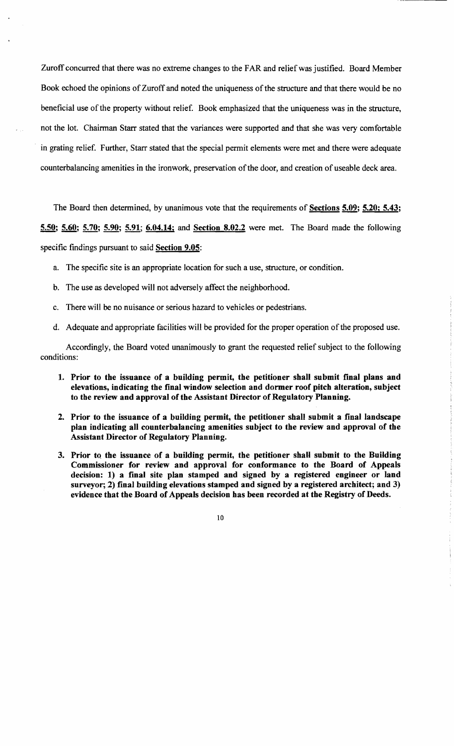Zuroff concurred that there was no extreme changes to the FAR and relief was justified. Board Member Book echoed the opinions of Zuroff and noted the uniqueness of the structure and that there would be no beneficial use of the property without relief. Book emphasized that the uniqueness was in the structure, not the lot. Chairman Starr stated that the variances were supported and that she was very comfortable in grating relief. Further, Starr stated that the special permit elements were met and there were adequate counterbalancing amenities in the ironwork, preservation of the door, and creation of useable deck area.

The Board then determined, by unanimous vote that the requirements of **Sections 5.09; 5.20; 5.43; 5.50; 5.60; 5.70; 5.90; 5.91; 6.04.14;** and **Section 8.02.2** were met. The Board made the following specific findings pursuant to said **Section 9.05**:

a. The specific site is an appropriate location for such a use, structure, or condition.

b. The use as developed will not adversely affect the neighborhood.

c. There will be no nuisance or serious hazard to vehicles or pedestrians.

d. Adequate and appropriate facilities will be provided for the proper operation of the proposed use.

Accordingly, the Board voted unanimously to grant the requested relief subject to the following conditions:

1. **Prior to the issuance of a building permit, the petitioner shall submit final plans and elevations, indicating the final window selection and dormer roof pitch alteration, subject to the review and approval of the Assistant Director of Regulatory Planning.**

2. **Prior to the issuance of a building permit, the petitioner shall submit a final landscape plan indicating all counterbalancing amenities subject to the review and approval of the Assistant Director of Regulatory Planning.**

3. **Prior to the issuance of a building permit, the petitioner shall submit to the Building Commissioner for review and approval for conformance to the Board of Appeals decision: 1) a final site plan stamped and signed by a registered engineer or land surveyor; 2) final building elevations stamped and signed by a registered architect; and 3) evidence that the Board of Appeals decision has been recorded at the Registry of Deeds.**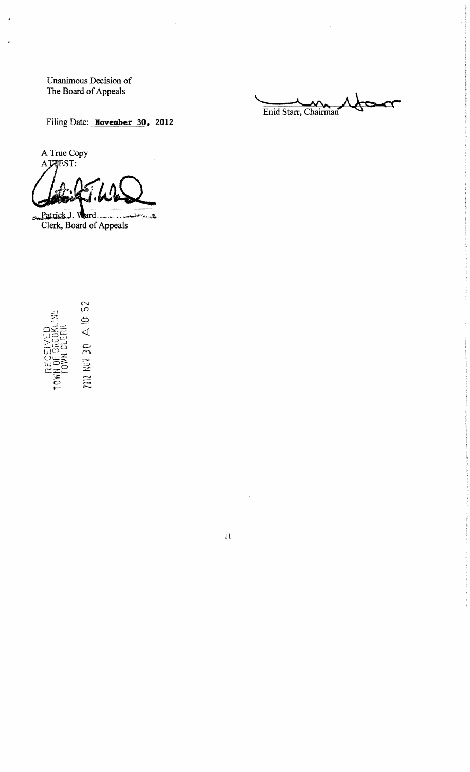Unanimous Decision of
The Board of Appeals

Enid Starr, Chairman

Filing Date: **November 30, 2012**

A True Copy
ATTEST:

Patrick J. Ward
Clerk, Board of Appeals

RECEIVED
TOWN OF BROOKLINE
TOWN CLERK

2012 NOV 30 A 10: 52